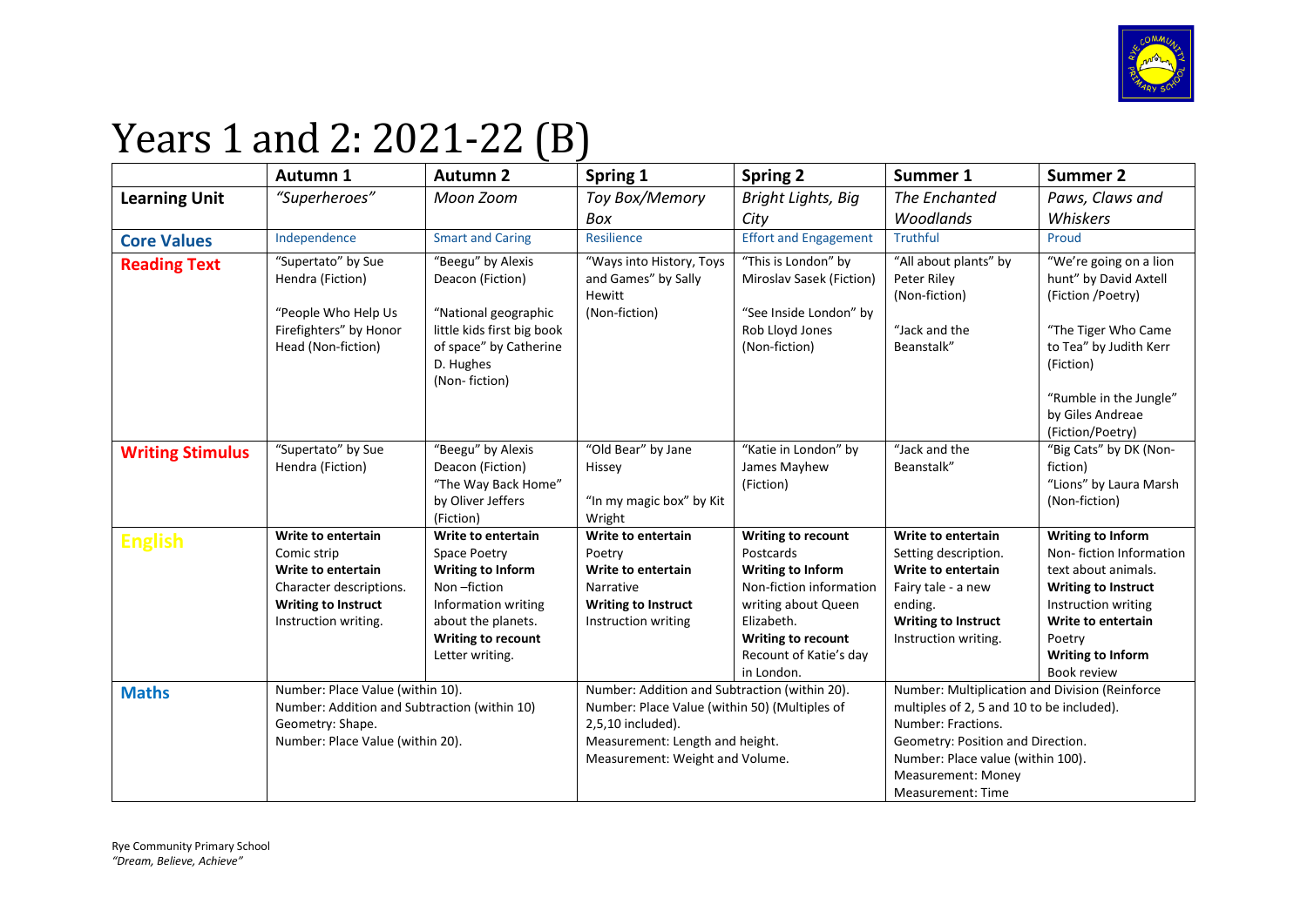# Years 1 and 2: 2021-22 (B)

| | Autumn 1 | Autumn 2 | Spring 1 | Spring 2 | Summer 1 | Summer 2 |
|---|---|---|---|---|---|---|
| **Learning Unit** | *"Superheroes"* | *Moon Zoom* | *Toy Box/Memory Box* | *Bright Lights, Big City* | *The Enchanted Woodlands* | *Paws, Claws and Whiskers* |
| **Core Values** | Independence | Smart and Caring | Resilience | Effort and Engagement | Truthful | Proud |
| **Reading Text** | "Supertato" by Sue Hendra (Fiction)<br><br>"People Who Help Us Firefighters" by Honor Head (Non-fiction) | "Beegu" by Alexis Deacon (Fiction)<br><br>"National geographic little kids first big book of space" by Catherine D. Hughes (Non- fiction) | "Ways into History, Toys and Games" by Sally Hewitt (Non-fiction) | "This is London" by Miroslav Sasek (Fiction)<br><br>"See Inside London" by Rob Lloyd Jones (Non-fiction) | "All about plants" by Peter Riley (Non-fiction)<br><br>"Jack and the Beanstalk" | "We're going on a lion hunt" by David Axtell (Fiction /Poetry)<br><br>"The Tiger Who Came to Tea" by Judith Kerr (Fiction)<br><br>"Rumble in the Jungle" by Giles Andreae (Fiction/Poetry) |
| **Writing Stimulus** | "Supertato" by Sue Hendra (Fiction) | "Beegu" by Alexis Deacon (Fiction)<br>"The Way Back Home" by Oliver Jeffers (Fiction) | "Old Bear" by Jane Hissey<br><br>"In my magic box" by Kit Wright | "Katie in London" by James Mayhew (Fiction) | "Jack and the Beanstalk" | "Big Cats" by DK (Non-fiction)<br>"Lions" by Laura Marsh (Non-fiction) |
| **English** | **Write to entertain**<br>Comic strip<br>**Write to entertain**<br>Character descriptions.<br>**Writing to Instruct**<br>Instruction writing. | **Write to entertain**<br>Space Poetry<br>**Writing to Inform**<br>Non –fiction Information writing about the planets.<br>**Writing to recount**<br>Letter writing. | **Write to entertain**<br>Poetry<br>**Write to entertain**<br>Narrative<br>**Writing to Instruct**<br>Instruction writing | **Writing to recount**<br>Postcards<br>**Writing to Inform**<br>Non-fiction information writing about Queen Elizabeth.<br>**Writing to recount**<br>Recount of Katie's day in London. | **Write to entertain**<br>Setting description.<br>**Write to entertain**<br>Fairy tale - a new ending.<br>**Writing to Instruct**<br>Instruction writing. | **Writing to Inform**<br>Non- fiction Information text about animals.<br>**Writing to Instruct**<br>Instruction writing<br>**Write to entertain**<br>Poetry<br>**Writing to Inform**<br>Book review |
| **Maths** | Number: Place Value (within 10).<br>Number: Addition and Subtraction (within 10)<br>Geometry: Shape.<br>Number: Place Value (within 20). | | Number: Addition and Subtraction (within 20).<br>Number: Place Value (within 50) (Multiples of 2,5,10 included).<br>Measurement: Length and height.<br>Measurement: Weight and Volume. | | Number: Multiplication and Division (Reinforce multiples of 2, 5 and 10 to be included).<br>Number: Fractions.<br>Geometry: Position and Direction.<br>Number: Place value (within 100).<br>Measurement: Money<br>Measurement: Time | |

Rye Community Primary School
*"Dream, Believe, Achieve"*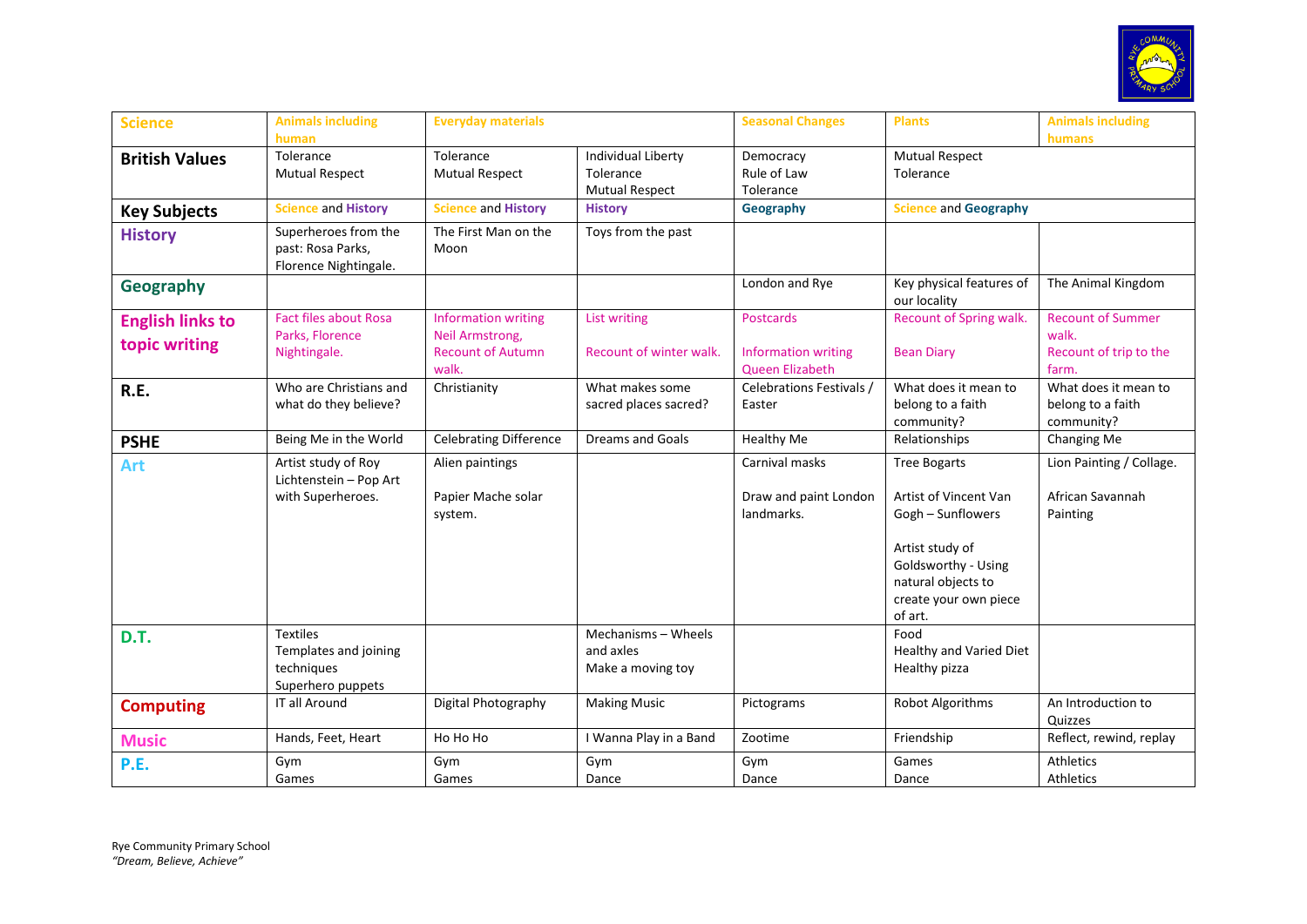| | | | | | | |
|---|---|---|---|---|---|---|
| **Science** | **Animals including human** | **Everyday materials** | | **Seasonal Changes** | **Plants** | **Animals including humans** |
| **British Values** | Tolerance<br>Mutual Respect | Tolerance<br>Mutual Respect | Individual Liberty<br>Tolerance<br>Mutual Respect | Democracy<br>Rule of Law<br>Tolerance | Mutual Respect<br>Tolerance | |
| **Key Subjects** | **Science** and **History** | **Science** and **History** | **History** | **Geography** | **Science** and **Geography** | |
| **History** | Superheroes from the past: Rosa Parks, Florence Nightingale. | The First Man on the Moon | Toys from the past | | | |
| **Geography** | | | | London and Rye | Key physical features of our locality | The Animal Kingdom |
| **English links to topic writing** | Fact files about Rosa Parks, Florence Nightingale. | Information writing Neil Armstrong,<br>Recount of Autumn walk. | List writing<br><br>Recount of winter walk. | Postcards<br><br>Information writing Queen Elizabeth | Recount of Spring walk.<br><br>Bean Diary | Recount of Summer walk.<br>Recount of trip to the farm. |
| **R.E.** | Who are Christians and what do they believe? | Christianity | What makes some sacred places sacred? | Celebrations Festivals / Easter | What does it mean to belong to a faith community? | What does it mean to belong to a faith community? |
| **PSHE** | Being Me in the World | Celebrating Difference | Dreams and Goals | Healthy Me | Relationships | Changing Me |
| **Art** | Artist study of Roy Lichtenstein – Pop Art with Superheroes. | Alien paintings<br><br>Papier Mache solar system. | | Carnival masks<br><br>Draw and paint London landmarks. | Tree Bogarts<br><br>Artist of Vincent Van Gogh – Sunflowers<br><br>Artist study of Goldsworthy - Using natural objects to create your own piece of art. | Lion Painting / Collage.<br><br>African Savannah Painting |
| **D.T.** | Textiles<br>Templates and joining techniques<br>Superhero puppets | | Mechanisms – Wheels and axles<br>Make a moving toy | | Food<br>Healthy and Varied Diet<br>Healthy pizza | |
| **Computing** | IT all Around | Digital Photography | Making Music | Pictograms | Robot Algorithms | An Introduction to Quizzes |
| **Music** | Hands, Feet, Heart | Ho Ho Ho | I Wanna Play in a Band | Zootime | Friendship | Reflect, rewind, replay |
| **P.E.** | Gym<br>Games | Gym<br>Games | Gym<br>Dance | Gym<br>Dance | Games<br>Dance | Athletics<br>Athletics |

Rye Community Primary School
*"Dream, Believe, Achieve"*